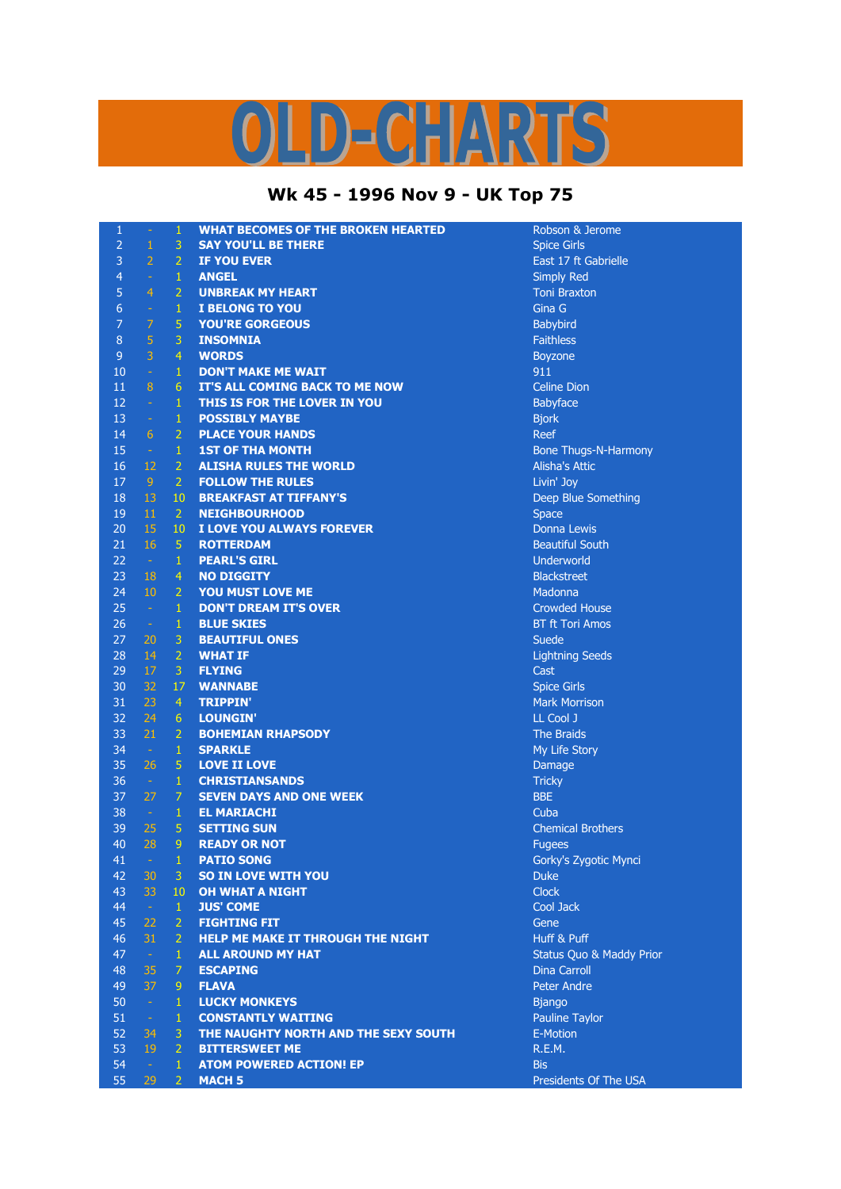# OLD-CHARTS

## Wk 45 - 1996 Nov 9 - UK Top 75

| | | | | |
|---|---|---|---|---|
| 1 | - | 1 | WHAT BECOMES OF THE BROKEN HEARTED | Robson & Jerome |
| 2 | 1 | 3 | SAY YOU'LL BE THERE | Spice Girls |
| 3 | 2 | 2 | IF YOU EVER | East 17 ft Gabrielle |
| 4 | - | 1 | ANGEL | Simply Red |
| 5 | 4 | 2 | UNBREAK MY HEART | Toni Braxton |
| 6 | - | 1 | I BELONG TO YOU | Gina G |
| 7 | 7 | 5 | YOU'RE GORGEOUS | Babybird |
| 8 | 5 | 3 | INSOMNIA | Faithless |
| 9 | 3 | 4 | WORDS | Boyzone |
| 10 | - | 1 | DON'T MAKE ME WAIT | 911 |
| 11 | 8 | 6 | IT'S ALL COMING BACK TO ME NOW | Celine Dion |
| 12 | - | 1 | THIS IS FOR THE LOVER IN YOU | Babyface |
| 13 | - | 1 | POSSIBLY MAYBE | Bjork |
| 14 | 6 | 2 | PLACE YOUR HANDS | Reef |
| 15 | - | 1 | 1ST OF THA MONTH | Bone Thugs-N-Harmony |
| 16 | 12 | 2 | ALISHA RULES THE WORLD | Alisha's Attic |
| 17 | 9 | 2 | FOLLOW THE RULES | Livin' Joy |
| 18 | 13 | 10 | BREAKFAST AT TIFFANY'S | Deep Blue Something |
| 19 | 11 | 2 | NEIGHBOURHOOD | Space |
| 20 | 15 | 10 | I LOVE YOU ALWAYS FOREVER | Donna Lewis |
| 21 | 16 | 5 | ROTTERDAM | Beautiful South |
| 22 | - | 1 | PEARL'S GIRL | Underworld |
| 23 | 18 | 4 | NO DIGGITY | Blackstreet |
| 24 | 10 | 2 | YOU MUST LOVE ME | Madonna |
| 25 | - | 1 | DON'T DREAM IT'S OVER | Crowded House |
| 26 | - | 1 | BLUE SKIES | BT ft Tori Amos |
| 27 | 20 | 3 | BEAUTIFUL ONES | Suede |
| 28 | 14 | 2 | WHAT IF | Lightning Seeds |
| 29 | 17 | 3 | FLYING | Cast |
| 30 | 32 | 17 | WANNABE | Spice Girls |
| 31 | 23 | 4 | TRIPPIN' | Mark Morrison |
| 32 | 24 | 6 | LOUNGIN' | LL Cool J |
| 33 | 21 | 2 | BOHEMIAN RHAPSODY | The Braids |
| 34 | - | 1 | SPARKLE | My Life Story |
| 35 | 26 | 5 | LOVE II LOVE | Damage |
| 36 | - | 1 | CHRISTIANSANDS | Tricky |
| 37 | 27 | 7 | SEVEN DAYS AND ONE WEEK | BBE |
| 38 | - | 1 | EL MARIACHI | Cuba |
| 39 | 25 | 5 | SETTING SUN | Chemical Brothers |
| 40 | 28 | 9 | READY OR NOT | Fugees |
| 41 | - | 1 | PATIO SONG | Gorky's Zygotic Mynci |
| 42 | 30 | 3 | SO IN LOVE WITH YOU | Duke |
| 43 | 33 | 10 | OH WHAT A NIGHT | Clock |
| 44 | - | 1 | JUS' COME | Cool Jack |
| 45 | 22 | 2 | FIGHTING FIT | Gene |
| 46 | 31 | 2 | HELP ME MAKE IT THROUGH THE NIGHT | Huff & Puff |
| 47 | - | 1 | ALL AROUND MY HAT | Status Quo & Maddy Prior |
| 48 | 35 | 7 | ESCAPING | Dina Carroll |
| 49 | 37 | 9 | FLAVA | Peter Andre |
| 50 | - | 1 | LUCKY MONKEYS | Bjango |
| 51 | - | 1 | CONSTANTLY WAITING | Pauline Taylor |
| 52 | 34 | 3 | THE NAUGHTY NORTH AND THE SEXY SOUTH | E-Motion |
| 53 | 19 | 2 | BITTERSWEET ME | R.E.M. |
| 54 | - | 1 | ATOM POWERED ACTION! EP | Bis |
| 55 | 29 | 2 | MACH 5 | Presidents Of The USA |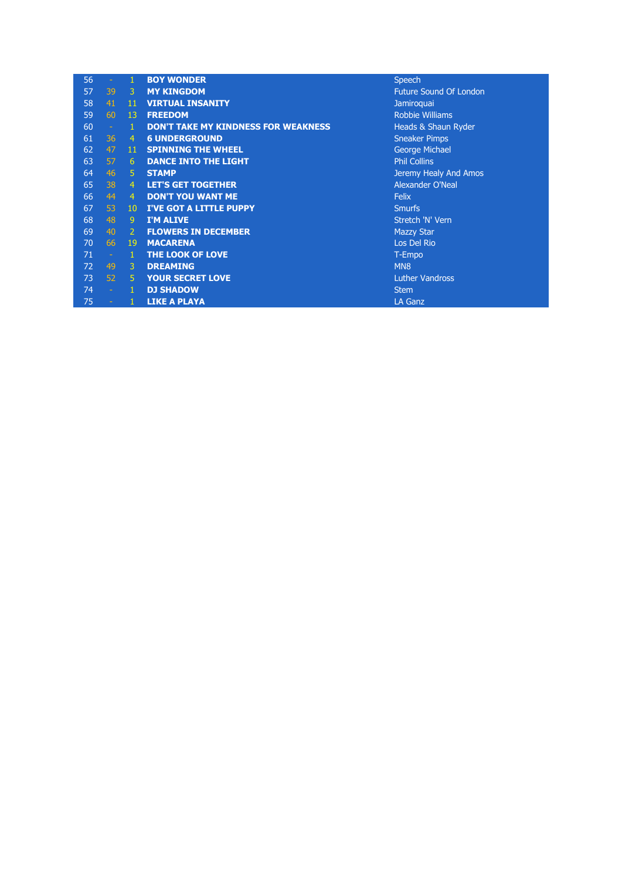| | | | | |
|---|---|---|---|---|
| 56 | - | 1 | BOY WONDER | Speech |
| 57 | 39 | 3 | MY KINGDOM | Future Sound Of London |
| 58 | 41 | 11 | VIRTUAL INSANITY | Jamiroquai |
| 59 | 60 | 13 | FREEDOM | Robbie Williams |
| 60 | - | 1 | DON'T TAKE MY KINDNESS FOR WEAKNESS | Heads & Shaun Ryder |
| 61 | 36 | 4 | 6 UNDERGROUND | Sneaker Pimps |
| 62 | 47 | 11 | SPINNING THE WHEEL | George Michael |
| 63 | 57 | 6 | DANCE INTO THE LIGHT | Phil Collins |
| 64 | 46 | 5 | STAMP | Jeremy Healy And Amos |
| 65 | 38 | 4 | LET'S GET TOGETHER | Alexander O'Neal |
| 66 | 44 | 4 | DON'T YOU WANT ME | Felix |
| 67 | 53 | 10 | I'VE GOT A LITTLE PUPPY | Smurfs |
| 68 | 48 | 9 | I'M ALIVE | Stretch 'N' Vern |
| 69 | 40 | 2 | FLOWERS IN DECEMBER | Mazzy Star |
| 70 | 66 | 19 | MACARENA | Los Del Rio |
| 71 | - | 1 | THE LOOK OF LOVE | T-Empo |
| 72 | 49 | 3 | DREAMING | MN8 |
| 73 | 52 | 5 | YOUR SECRET LOVE | Luther Vandross |
| 74 | - | 1 | DJ SHADOW | Stem |
| 75 | - | 1 | LIKE A PLAYA | LA Ganz |